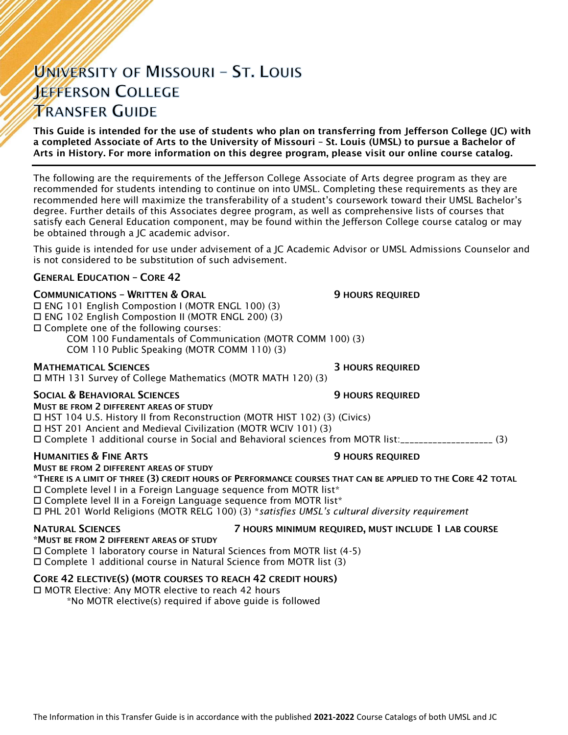# University of Missouri – St. Louis
# Jefferson College
# Transfer Guide

**This Guide is intended for the use of students who plan on transferring from Jefferson College (JC) with a completed Associate of Arts to the University of Missouri – St. Louis (UMSL) to pursue a Bachelor of Arts in History. For more information on this degree program, please visit our online course catalog.**

---

The following are the requirements of the Jefferson College Associate of Arts degree program as they are recommended for students intending to continue on into UMSL. Completing these requirements as they are recommended here will maximize the transferability of a student's coursework toward their UMSL Bachelor's degree. Further details of this Associates degree program, as well as comprehensive lists of courses that satisfy each General Education component, may be found within the Jefferson College course catalog or may be obtained through a JC academic advisor.

This guide is intended for use under advisement of a JC Academic Advisor or UMSL Admissions Counselor and is not considered to be substitution of such advisement.

## General Education – Core 42

### Communications – Written & Oral — 9 Hours Required

- ☐ ENG 101 English Compostion I (MOTR ENGL 100) (3)
- ☐ ENG 102 English Compostion II (MOTR ENGL 200) (3)
- ☐ Complete one of the following courses:
  - COM 100 Fundamentals of Communication (MOTR COMM 100) (3)
  - COM 110 Public Speaking (MOTR COMM 110) (3)

### Mathematical Sciences — 3 Hours Required

- ☐ MTH 131 Survey of College Mathematics (MOTR MATH 120) (3)

### Social & Behavioral Sciences — 9 Hours Required

**Must be from 2 different areas of study**

- ☐ HST 104 U.S. History II from Reconstruction (MOTR HIST 102) (3) (Civics)
- ☐ HST 201 Ancient and Medieval Civilization (MOTR WCIV 101) (3)
- ☐ Complete 1 additional course in Social and Behavioral sciences from MOTR list:____________________ (3)

### Humanities & Fine Arts — 9 Hours Required

**Must be from 2 different areas of study**

**\*There is a limit of three (3) credit hours of Performance courses that can be applied to the Core 42 total**

- ☐ Complete level I in a Foreign Language sequence from MOTR list*
- ☐ Complete level II in a Foreign Language sequence from MOTR list*
- ☐ PHL 201 World Religions (MOTR RELG 100) (3) *\*satisfies UMSL's cultural diversity requirement*

### Natural Sciences — 7 Hours Minimum Required, Must Include 1 Lab Course

**\*Must be from 2 different areas of study**

- ☐ Complete 1 laboratory course in Natural Sciences from MOTR list (4-5)
- ☐ Complete 1 additional course in Natural Science from MOTR list (3)

### Core 42 Elective(s) (MOTR Courses to Reach 42 Credit Hours)

- ☐ MOTR Elective: Any MOTR elective to reach 42 hours
  - *No MOTR elective(s) required if above guide is followed

The Information in this Transfer Guide is in accordance with the published **2021-2022** Course Catalogs of both UMSL and JC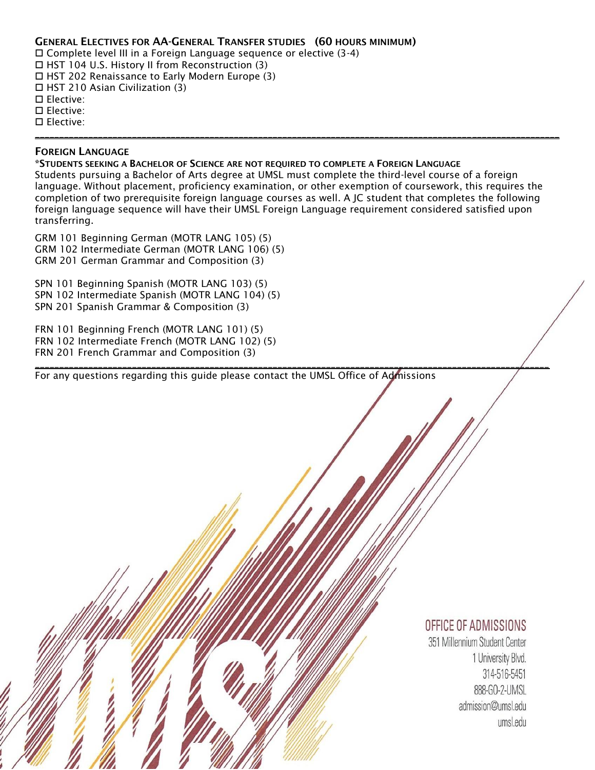### General Electives for AA-General Transfer studies (60 hours minimum)

- ☐ Complete level III in a Foreign Language sequence or elective (3-4)
- ☐ HST 104 U.S. History II from Reconstruction (3)
- ☐ HST 202 Renaissance to Early Modern Europe (3)
- ☐ HST 210 Asian Civilization (3)
- ☐ Elective:
- ☐ Elective:
- ☐ Elective:

---

### Foreign Language

**\*Students seeking a Bachelor of Science are not required to complete a Foreign Language**

Students pursuing a Bachelor of Arts degree at UMSL must complete the third-level course of a foreign language. Without placement, proficiency examination, or other exemption of coursework, this requires the completion of two prerequisite foreign language courses as well. A JC student that completes the following foreign language sequence will have their UMSL Foreign Language requirement considered satisfied upon transferring.

GRM 101 Beginning German (MOTR LANG 105) (5)
GRM 102 Intermediate German (MOTR LANG 106) (5)
GRM 201 German Grammar and Composition (3)

SPN 101 Beginning Spanish (MOTR LANG 103) (5)
SPN 102 Intermediate Spanish (MOTR LANG 104) (5)
SPN 201 Spanish Grammar & Composition (3)

FRN 101 Beginning French (MOTR LANG 101) (5)
FRN 102 Intermediate French (MOTR LANG 102) (5)
FRN 201 French Grammar and Composition (3)

---

For any questions regarding this guide please contact the UMSL Office of Admissions

OFFICE OF ADMISSIONS
351 Millennium Student Center
1 University Blvd.
314-516-5451
888-GO-2-UMSL
admission@umsl.edu
umsl.edu